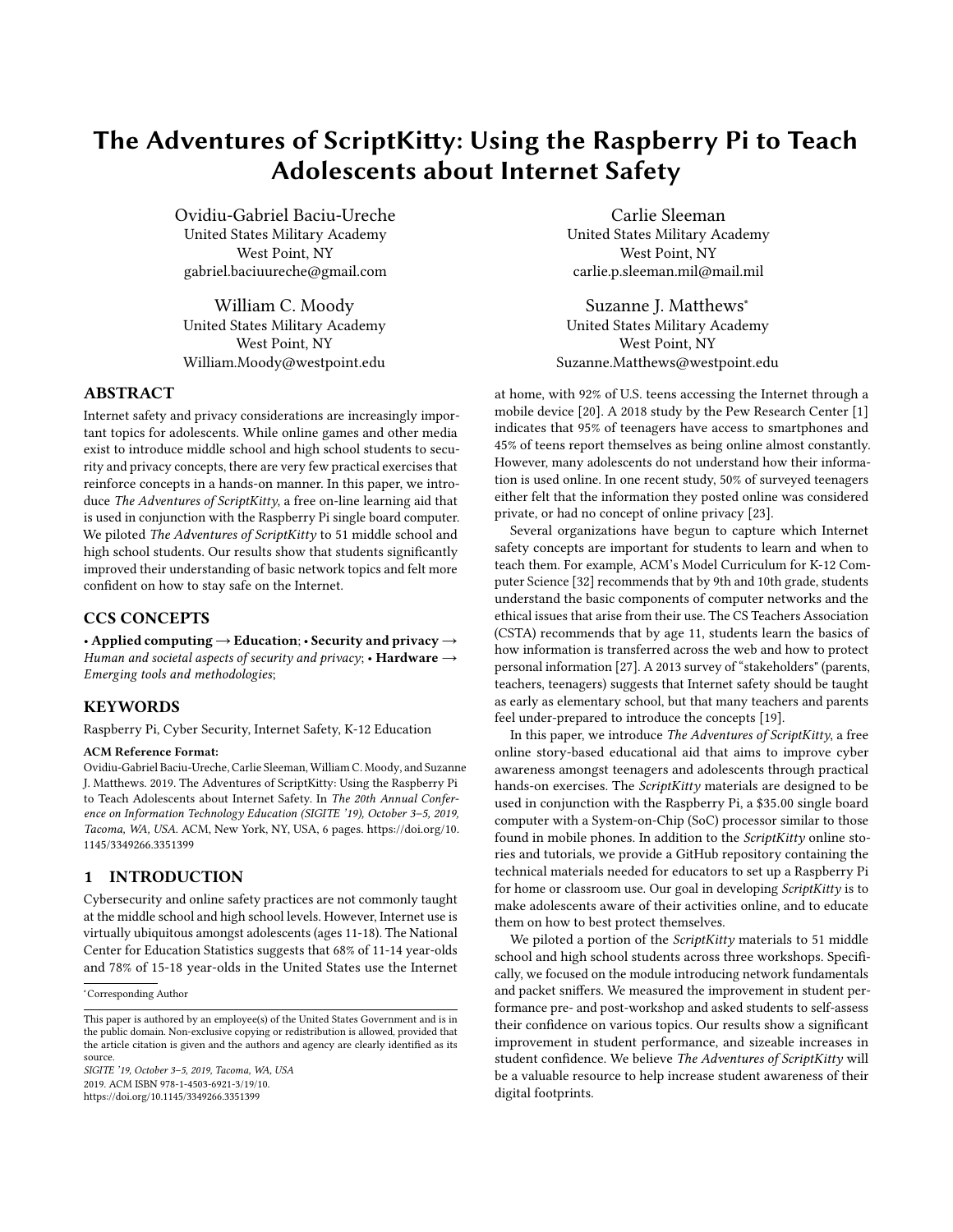# The Adventures of ScriptKitty: Using the Raspberry Pi to Teach Adolescents about Internet Safety

Ovidiu-Gabriel Baciu-Ureche
United States Military Academy
West Point, NY
gabriel.baciuureche@gmail.com

Carlie Sleeman
United States Military Academy
West Point, NY
carlie.p.sleeman.mil@mail.mil

William C. Moody
United States Military Academy
West Point, NY
William.Moody@westpoint.edu

Suzanne J. Matthews*
United States Military Academy
West Point, NY
Suzanne.Matthews@westpoint.edu

## ABSTRACT

Internet safety and privacy considerations are increasingly important topics for adolescents. While online games and other media exist to introduce middle school and high school students to security and privacy concepts, there are very few practical exercises that reinforce concepts in a hands-on manner. In this paper, we introduce *The Adventures of ScriptKitty*, a free on-line learning aid that is used in conjunction with the Raspberry Pi single board computer. We piloted *The Adventures of ScriptKitty* to 51 middle school and high school students. Our results show that students significantly improved their understanding of basic network topics and felt more confident on how to stay safe on the Internet.

## CCS CONCEPTS

• **Applied computing → Education**; • **Security and privacy →** *Human and societal aspects of security and privacy*; • **Hardware →** *Emerging tools and methodologies*;

## KEYWORDS

Raspberry Pi, Cyber Security, Internet Safety, K-12 Education

**ACM Reference Format:**

Ovidiu-Gabriel Baciu-Ureche, Carlie Sleeman, William C. Moody, and Suzanne J. Matthews. 2019. The Adventures of ScriptKitty: Using the Raspberry Pi to Teach Adolescents about Internet Safety. In *The 20th Annual Conference on Information Technology Education (SIGITE '19), October 3–5, 2019, Tacoma, WA, USA.* ACM, New York, NY, USA, 6 pages. https://doi.org/10.1145/3349266.3351399

## 1 INTRODUCTION

Cybersecurity and online safety practices are not commonly taught at the middle school and high school levels. However, Internet use is virtually ubiquitous amongst adolescents (ages 11-18). The National Center for Education Statistics suggests that 68% of 11-14 year-olds and 78% of 15-18 year-olds in the United States use the Internet at home, with 92% of U.S. teens accessing the Internet through a mobile device [20]. A 2018 study by the Pew Research Center [1] indicates that 95% of teenagers have access to smartphones and 45% of teens report themselves as being online almost constantly. However, many adolescents do not understand how their information is used online. In one recent study, 50% of surveyed teenagers either felt that the information they posted online was considered private, or had no concept of online privacy [23].

Several organizations have begun to capture which Internet safety concepts are important for students to learn and when to teach them. For example, ACM's Model Curriculum for K-12 Computer Science [32] recommends that by 9th and 10th grade, students understand the basic components of computer networks and the ethical issues that arise from their use. The CS Teachers Association (CSTA) recommends that by age 11, students learn the basics of how information is transferred across the web and how to protect personal information [27]. A 2013 survey of "stakeholders" (parents, teachers, teenagers) suggests that Internet safety should be taught as early as elementary school, but that many teachers and parents feel under-prepared to introduce the concepts [19].

In this paper, we introduce *The Adventures of ScriptKitty*, a free online story-based educational aid that aims to improve cyber awareness amongst teenagers and adolescents through practical hands-on exercises. The *ScriptKitty* materials are designed to be used in conjunction with the Raspberry Pi, a $35.00 single board computer with a System-on-Chip (SoC) processor similar to those found in mobile phones. In addition to the *ScriptKitty* online stories and tutorials, we provide a GitHub repository containing the technical materials needed for educators to set up a Raspberry Pi for home or classroom use. Our goal in developing *ScriptKitty* is to make adolescents aware of their activities online, and to educate them on how to best protect themselves.

We piloted a portion of the *ScriptKitty* materials to 51 middle school and high school students across three workshops. Specifically, we focused on the module introducing network fundamentals and packet sniffers. We measured the improvement in student performance pre- and post-workshop and asked students to self-assess their confidence on various topics. Our results show a significant improvement in student performance, and sizeable increases in student confidence. We believe *The Adventures of ScriptKitty* will be a valuable resource to help increase student awareness of their digital footprints.

*Corresponding Author

This paper is authored by an employee(s) of the United States Government and is in the public domain. Non-exclusive copying or redistribution is allowed, provided that the article citation is given and the authors and agency are clearly identified as its source.
SIGITE '19, October 3–5, 2019, Tacoma, WA, USA
2019. ACM ISBN 978-1-4503-6921-3/19/10.
https://doi.org/10.1145/3349266.3351399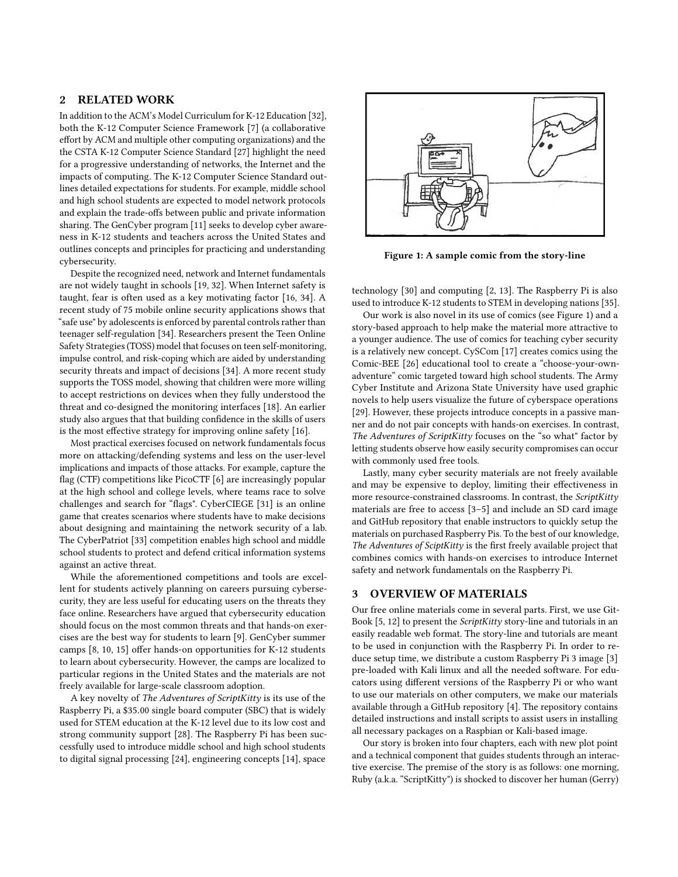## 2 RELATED WORK

In addition to the ACM's Model Curriculum for K-12 Education [32], both the K-12 Computer Science Framework [7] (a collaborative effort by ACM and multiple other computing organizations) and the the CSTA K-12 Computer Science Standard [27] highlight the need for a progressive understanding of networks, the Internet and the impacts of computing. The K-12 Computer Science Standard outlines detailed expectations for students. For example, middle school and high school students are expected to model network protocols and explain the trade-offs between public and private information sharing. The GenCyber program [11] seeks to develop cyber awareness in K-12 students and teachers across the United States and outlines concepts and principles for practicing and understanding cybersecurity.

Despite the recognized need, network and Internet fundamentals are not widely taught in schools [19, 32]. When Internet safety is taught, fear is often used as a key motivating factor [16, 34]. A recent study of 75 mobile online security applications shows that "safe use" by adolescents is enforced by parental controls rather than teenager self-regulation [34]. Researchers present the Teen Online Safety Strategies (TOSS) model that focuses on teen self-monitoring, impulse control, and risk-coping which are aided by understanding security threats and impact of decisions [34]. A more recent study supports the TOSS model, showing that children were more willing to accept restrictions on devices when they fully understood the threat and co-designed the monitoring interfaces [18]. An earlier study also argues that that building confidence in the skills of users is the most effective strategy for improving online safety [16].

Most practical exercises focused on network fundamentals focus more on attacking/defending systems and less on the user-level implications and impacts of those attacks. For example, capture the flag (CTF) competitions like PicoCTF [6] are increasingly popular at the high school and college levels, where teams race to solve challenges and search for "flags". CyberCIEGE [31] is an online game that creates scenarios where students have to make decisions about designing and maintaining the network security of a lab. The CyberPatriot [33] competition enables high school and middle school students to protect and defend critical information systems against an active threat.

While the aforementioned competitions and tools are excellent for students actively planning on careers pursuing cybersecurity, they are less useful for educating users on the threats they face online. Researchers have argued that cybersecurity education should focus on the most common threats and that hands-on exercises are the best way for students to learn [9]. GenCyber summer camps [8, 10, 15] offer hands-on opportunities for K-12 students to learn about cybersecurity. However, the camps are localized to particular regions in the United States and the materials are not freely available for large-scale classroom adoption.

A key novelty of *The Adventures of ScriptKitty* is its use of the Raspberry Pi, a $35.00 single board computer (SBC) that is widely used for STEM education at the K-12 level due to its low cost and strong community support [28]. The Raspberry Pi has been successfully used to introduce middle school and high school students to digital signal processing [24], engineering concepts [14], space technology [30] and computing [2, 13]. The Raspberry Pi is also used to introduce K-12 students to STEM in developing nations [35].

**Figure 1: A sample comic from the story-line**

Our work is also novel in its use of comics (see Figure 1) and a story-based approach to help make the material more attractive to a younger audience. The use of comics for teaching cyber security is a relatively new concept. CySCom [17] creates comics using the Comic-BEE [26] educational tool to create a "choose-your-own-adventure" comic targeted toward high school students. The Army Cyber Institute and Arizona State University have used graphic novels to help users visualize the future of cyberspace operations [29]. However, these projects introduce concepts in a passive manner and do not pair concepts with hands-on exercises. In contrast, *The Adventures of ScriptKitty* focuses on the "so what" factor by letting students observe how easily security compromises can occur with commonly used free tools.

Lastly, many cyber security materials are not freely available and may be expensive to deploy, limiting their effectiveness in more resource-constrained classrooms. In contrast, the *ScriptKitty* materials are free to access [3–5] and include an SD card image and GitHub repository that enable instructors to quickly setup the materials on purchased Raspberry Pis. To the best of our knowledge, *The Adventures of SciptKitty* is the first freely available project that combines comics with hands-on exercises to introduce Internet safety and network fundamentals on the Raspberry Pi.

## 3 OVERVIEW OF MATERIALS

Our free online materials come in several parts. First, we use GitBook [5, 12] to present the *ScriptKitty* story-line and tutorials in an easily readable web format. The story-line and tutorials are meant to be used in conjunction with the Raspberry Pi. In order to reduce setup time, we distribute a custom Raspberry Pi 3 image [3] pre-loaded with Kali linux and all the needed software. For educators using different versions of the Raspberry Pi or who want to use our materials on other computers, we make our materials available through a GitHub repository [4]. The repository contains detailed instructions and install scripts to assist users in installing all necessary packages on a Raspbian or Kali-based image.

Our story is broken into four chapters, each with new plot point and a technical component that guides students through an interactive exercise. The premise of the story is as follows: one morning, Ruby (a.k.a. "ScriptKitty") is shocked to discover her human (Gerry)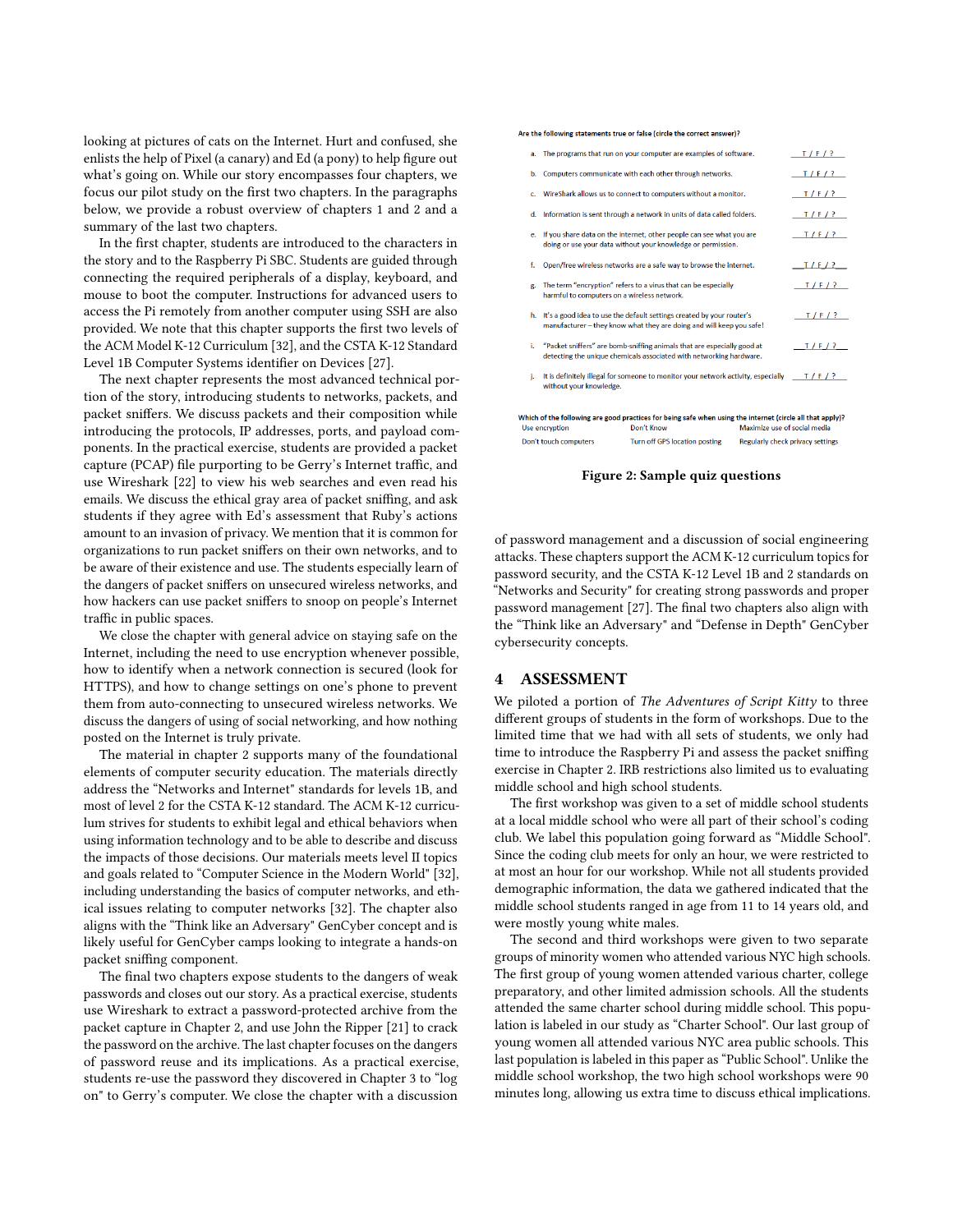looking at pictures of cats on the Internet. Hurt and confused, she enlists the help of Pixel (a canary) and Ed (a pony) to help figure out what's going on. While our story encompasses four chapters, we focus our pilot study on the first two chapters. In the paragraphs below, we provide a robust overview of chapters 1 and 2 and a summary of the last two chapters.

In the first chapter, students are introduced to the characters in the story and to the Raspberry Pi SBC. Students are guided through connecting the required peripherals of a display, keyboard, and mouse to boot the computer. Instructions for advanced users to access the Pi remotely from another computer using SSH are also provided. We note that this chapter supports the first two levels of the ACM Model K-12 Curriculum [32], and the CSTA K-12 Standard Level 1B Computer Systems identifier on Devices [27].

The next chapter represents the most advanced technical portion of the story, introducing students to networks, packets, and packet sniffers. We discuss packets and their composition while introducing the protocols, IP addresses, ports, and payload components. In the practical exercise, students are provided a packet capture (PCAP) file purporting to be Gerry's Internet traffic, and use Wireshark [22] to view his web searches and even read his emails. We discuss the ethical gray area of packet sniffing, and ask students if they agree with Ed's assessment that Ruby's actions amount to an invasion of privacy. We mention that it is common for organizations to run packet sniffers on their own networks, and to be aware of their existence and use. The students especially learn of the dangers of packet sniffers on unsecured wireless networks, and how hackers can use packet sniffers to snoop on people's Internet traffic in public spaces.

We close the chapter with general advice on staying safe on the Internet, including the need to use encryption whenever possible, how to identify when a network connection is secured (look for HTTPS), and how to change settings on one's phone to prevent them from auto-connecting to unsecured wireless networks. We discuss the dangers of using of social networking, and how nothing posted on the Internet is truly private.

The material in chapter 2 supports many of the foundational elements of computer security education. The materials directly address the "Networks and Internet" standards for levels 1B, and most of level 2 for the CSTA K-12 standard. The ACM K-12 curriculum strives for students to exhibit legal and ethical behaviors when using information technology and to be able to describe and discuss the impacts of those decisions. Our materials meets level II topics and goals related to "Computer Science in the Modern World" [32], including understanding the basics of computer networks, and ethical issues relating to computer networks [32]. The chapter also aligns with the "Think like an Adversary" GenCyber concept and is likely useful for GenCyber camps looking to integrate a hands-on packet sniffing component.

The final two chapters expose students to the dangers of weak passwords and closes out our story. As a practical exercise, students use Wireshark to extract a password-protected archive from the packet capture in Chapter 2, and use John the Ripper [21] to crack the password on the archive. The last chapter focuses on the dangers of password reuse and its implications. As a practical exercise, students re-use the password they discovered in Chapter 3 to "log on" to Gerry's computer. We close the chapter with a discussion

**Are the following statements true or false (circle the correct answer)?**

a. The programs that run on your computer are examples of software. T / F / ?

b. Computers communicate with each other through networks. T / F / ?

c. WireShark allows us to connect to computers without a monitor. T / F / ?

d. Information is sent through a network in units of data called folders. T / F / ?

e. If you share data on the internet, other people can see what you are doing or use your data without your knowledge or permission. T / F / ?

f. Open/free wireless networks are a safe way to browse the internet. T / F / ?

g. The term "encryption" refers to a virus that can be especially harmful to computers on a wireless network. T / F / ?

h. It's a good idea to use the default settings created by your router's manufacturer – they know what they are doing and will keep you safe! T / F / ?

i. "Packet sniffers" are bomb-sniffing animals that are especially good at detecting the unique chemicals associated with networking hardware. T / F / ?

j. It is definitely illegal for someone to monitor your network activity, especially without your knowledge. T / F / ?

**Which of the following are good practices for being safe when using the internet (circle all that apply)?**

Use encryption — Don't Know — Maximize use of social media

Don't touch computers — Turn off GPS location posting — Regularly check privacy settings

**Figure 2: Sample quiz questions**

of password management and a discussion of social engineering attacks. These chapters support the ACM K-12 curriculum topics for password security, and the CSTA K-12 Level 1B and 2 standards on "Networks and Security" for creating strong passwords and proper password management [27]. The final two chapters also align with the "Think like an Adversary" and "Defense in Depth" GenCyber cybersecurity concepts.

## 4 ASSESSMENT

We piloted a portion of *The Adventures of Script Kitty* to three different groups of students in the form of workshops. Due to the limited time that we had with all sets of students, we only had time to introduce the Raspberry Pi and assess the packet sniffing exercise in Chapter 2. IRB restrictions also limited us to evaluating middle school and high school students.

The first workshop was given to a set of middle school students at a local middle school who were all part of their school's coding club. We label this population going forward as "Middle School". Since the coding club meets for only an hour, we were restricted to at most an hour for our workshop. While not all students provided demographic information, the data we gathered indicated that the middle school students ranged in age from 11 to 14 years old, and were mostly young white males.

The second and third workshops were given to two separate groups of minority women who attended various NYC high schools. The first group of young women attended various charter, college preparatory, and other limited admission schools. All the students attended the same charter school during middle school. This population is labeled in our study as "Charter School". Our last group of young women all attended various NYC area public schools. This last population is labeled in this paper as "Public School". Unlike the middle school workshop, the two high school workshops were 90 minutes long, allowing us extra time to discuss ethical implications.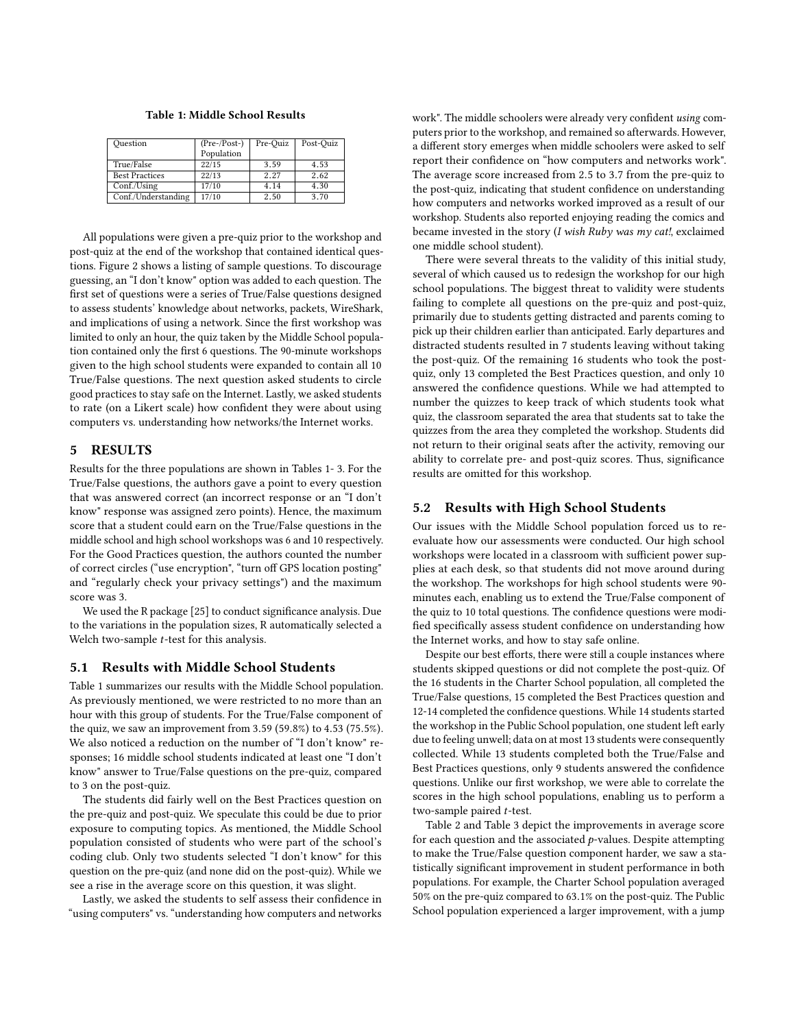**Table 1: Middle School Results**

| Question | (Pre-/Post-) Population | Pre-Quiz | Post-Quiz |
|---|---|---|---|
| True/False | 22/15 | 3.59 | 4.53 |
| Best Practices | 22/13 | 2.27 | 2.62 |
| Conf./Using | 17/10 | 4.14 | 4.30 |
| Conf./Understanding | 17/10 | 2.50 | 3.70 |

All populations were given a pre-quiz prior to the workshop and post-quiz at the end of the workshop that contained identical questions. Figure 2 shows a listing of sample questions. To discourage guessing, an "I don't know" option was added to each question. The first set of questions were a series of True/False questions designed to assess students' knowledge about networks, packets, WireShark, and implications of using a network. Since the first workshop was limited to only an hour, the quiz taken by the Middle School population contained only the first 6 questions. The 90-minute workshops given to the high school students were expanded to contain all 10 True/False questions. The next question asked students to circle good practices to stay safe on the Internet. Lastly, we asked students to rate (on a Likert scale) how confident they were about using computers vs. understanding how networks/the Internet works.

## 5 RESULTS

Results for the three populations are shown in Tables 1- 3. For the True/False questions, the authors gave a point to every question that was answered correct (an incorrect response or an "I don't know" response was assigned zero points). Hence, the maximum score that a student could earn on the True/False questions in the middle school and high school workshops was 6 and 10 respectively. For the Good Practices question, the authors counted the number of correct circles ("use encryption", "turn off GPS location posting" and "regularly check your privacy settings") and the maximum score was 3.

We used the R package [25] to conduct significance analysis. Due to the variations in the population sizes, R automatically selected a Welch two-sample $t$-test for this analysis.

### 5.1 Results with Middle School Students

Table 1 summarizes our results with the Middle School population. As previously mentioned, we were restricted to no more than an hour with this group of students. For the True/False component of the quiz, we saw an improvement from 3.59 (59.8%) to 4.53 (75.5%). We also noticed a reduction on the number of "I don't know" responses; 16 middle school students indicated at least one "I don't know" answer to True/False questions on the pre-quiz, compared to 3 on the post-quiz.

The students did fairly well on the Best Practices question on the pre-quiz and post-quiz. We speculate this could be due to prior exposure to computing topics. As mentioned, the Middle School population consisted of students who were part of the school's coding club. Only two students selected "I don't know" for this question on the pre-quiz (and none did on the post-quiz). While we see a rise in the average score on this question, it was slight.

Lastly, we asked the students to self assess their confidence in "using computers" vs. "understanding how computers and networks work". The middle schoolers were already very confident *using* computers prior to the workshop, and remained so afterwards. However, a different story emerges when middle schoolers were asked to self report their confidence on "how computers and networks work". The average score increased from 2.5 to 3.7 from the pre-quiz to the post-quiz, indicating that student confidence on understanding how computers and networks worked improved as a result of our workshop. Students also reported enjoying reading the comics and became invested in the story (*I wish Ruby was my cat!*, exclaimed one middle school student).

There were several threats to the validity of this initial study, several of which caused us to redesign the workshop for our high school populations. The biggest threat to validity were students failing to complete all questions on the pre-quiz and post-quiz, primarily due to students getting distracted and parents coming to pick up their children earlier than anticipated. Early departures and distracted students resulted in 7 students leaving without taking the post-quiz. Of the remaining 16 students who took the post-quiz, only 13 completed the Best Practices question, and only 10 answered the confidence questions. While we had attempted to number the quizzes to keep track of which students took what quiz, the classroom separated the area that students sat to take the quizzes from the area they completed the workshop. Students did not return to their original seats after the activity, removing our ability to correlate pre- and post-quiz scores. Thus, significance results are omitted for this workshop.

### 5.2 Results with High School Students

Our issues with the Middle School population forced us to re-evaluate how our assessments were conducted. Our high school workshops were located in a classroom with sufficient power supplies at each desk, so that students did not move around during the workshop. The workshops for high school students were 90-minutes each, enabling us to extend the True/False component of the quiz to 10 total questions. The confidence questions were modified specifically assess student confidence on understanding how the Internet works, and how to stay safe online.

Despite our best efforts, there were still a couple instances where students skipped questions or did not complete the post-quiz. Of the 16 students in the Charter School population, all completed the True/False questions, 15 completed the Best Practices question and 12-14 completed the confidence questions. While 14 students started the workshop in the Public School population, one student left early due to feeling unwell; data on at most 13 students were consequently collected. While 13 students completed both the True/False and Best Practices questions, only 9 students answered the confidence questions. Unlike our first workshop, we were able to correlate the scores in the high school populations, enabling us to perform a two-sample paired $t$-test.

Table 2 and Table 3 depict the improvements in average score for each question and the associated $p$-values. Despite attempting to make the True/False question component harder, we saw a statistically significant improvement in student performance in both populations. For example, the Charter School population averaged 50% on the pre-quiz compared to 63.1% on the post-quiz. The Public School population experienced a larger improvement, with a jump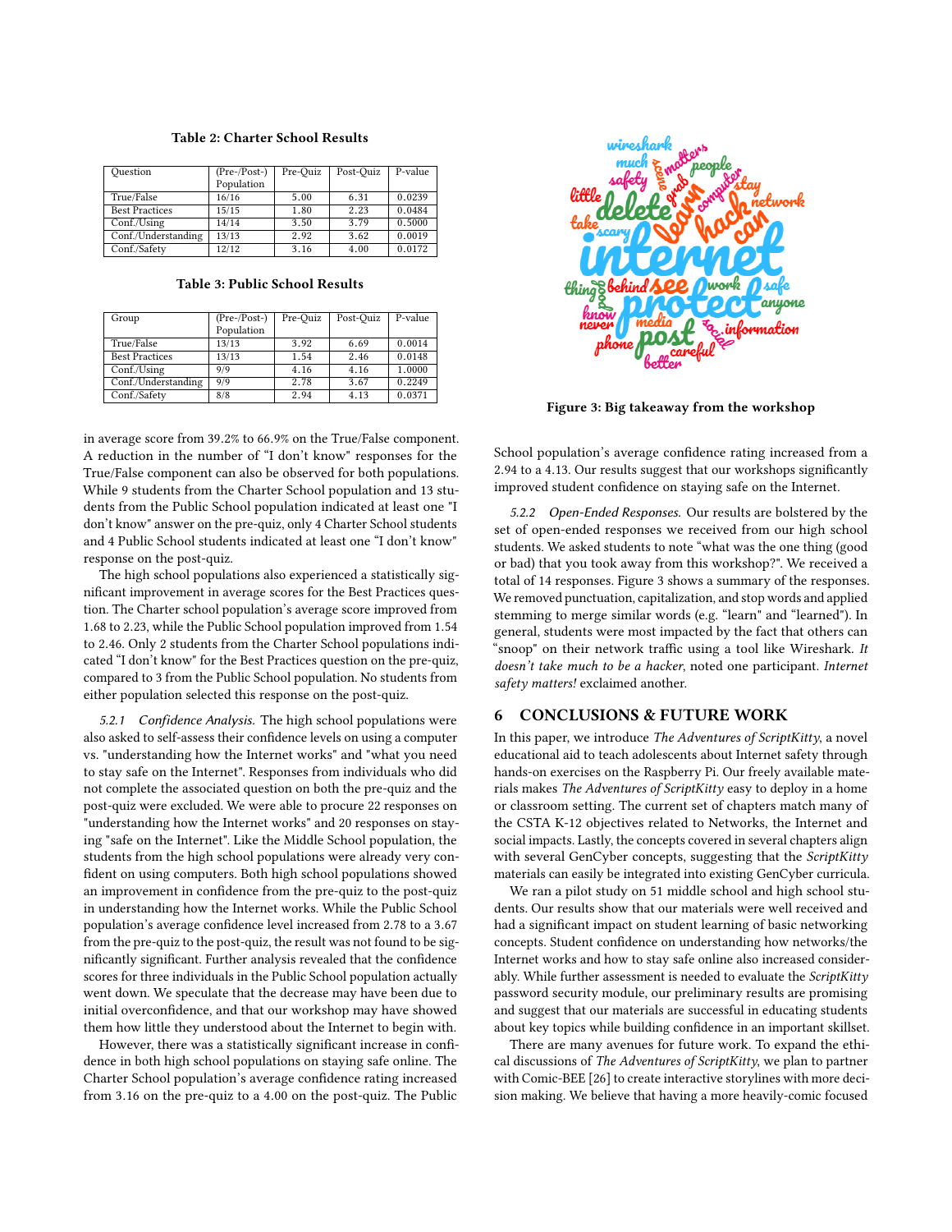**Table 2: Charter School Results**

| Question | (Pre-/Post-) Population | Pre-Quiz | Post-Quiz | P-value |
|---|---|---|---|---|
| True/False | 16/16 | 5.00 | 6.31 | 0.0239 |
| Best Practices | 15/15 | 1.80 | 2.23 | 0.0484 |
| Conf./Using | 14/14 | 3.50 | 3.79 | 0.5000 |
| Conf./Understanding | 13/13 | 2.92 | 3.62 | 0.0019 |
| Conf./Safety | 12/12 | 3.16 | 4.00 | 0.0172 |

**Table 3: Public School Results**

| Group | (Pre-/Post-) Population | Pre-Quiz | Post-Quiz | P-value |
|---|---|---|---|---|
| True/False | 13/13 | 3.92 | 6.69 | 0.0014 |
| Best Practices | 13/13 | 1.54 | 2.46 | 0.0148 |
| Conf./Using | 9/9 | 4.16 | 4.16 | 1.0000 |
| Conf./Understanding | 9/9 | 2.78 | 3.67 | 0.2249 |
| Conf./Safety | 8/8 | 2.94 | 4.13 | 0.0371 |

in average score from 39.2% to 66.9% on the True/False component. A reduction in the number of "I don't know" responses for the True/False component can also be observed for both populations. While 9 students from the Charter School population and 13 students from the Public School population indicated at least one "I don't know" answer on the pre-quiz, only 4 Charter School students and 4 Public School students indicated at least one "I don't know" response on the post-quiz.

The high school populations also experienced a statistically significant improvement in average scores for the Best Practices question. The Charter school population's average score improved from 1.68 to 2.23, while the Public School population improved from 1.54 to 2.46. Only 2 students from the Charter School populations indicated "I don't know" for the Best Practices question on the pre-quiz, compared to 3 from the Public School population. No students from either population selected this response on the post-quiz.

*5.2.1 Confidence Analysis.* The high school populations were also asked to self-assess their confidence levels on using a computer vs. "understanding how the Internet works" and "what you need to stay safe on the Internet". Responses from individuals who did not complete the associated question on both the pre-quiz and the post-quiz were excluded. We were able to procure 22 responses on "understanding how the Internet works" and 20 responses on staying "safe on the Internet". Like the Middle School population, the students from the high school populations were already very confident on using computers. Both high school populations showed an improvement in confidence from the pre-quiz to the post-quiz in understanding how the Internet works. While the Public School population's average confidence level increased from 2.78 to a 3.67 from the pre-quiz to the post-quiz, the result was not found to be significantly significant. Further analysis revealed that the confidence scores for three individuals in the Public School population actually went down. We speculate that the decrease may have been due to initial overconfidence, and that our workshop may have showed them how little they understood about the Internet to begin with.

However, there was a statistically significant increase in confidence in both high school populations on staying safe online. The Charter School population's average confidence rating increased from 3.16 on the pre-quiz to a 4.00 on the post-quiz. The Public School population's average confidence rating increased from a 2.94 to a 4.13. Our results suggest that our workshops significantly improved student confidence on staying safe on the Internet.

Figure 3: Big takeaway from the workshop

*5.2.2 Open-Ended Responses.* Our results are bolstered by the set of open-ended responses we received from our high school students. We asked students to note "what was the one thing (good or bad) that you took away from this workshop?". We received a total of 14 responses. Figure 3 shows a summary of the responses. We removed punctuation, capitalization, and stop words and applied stemming to merge similar words (e.g. "learn" and "learned"). In general, students were most impacted by the fact that others can "snoop" on their network traffic using a tool like Wireshark. *It doesn't take much to be a hacker*, noted one participant. *Internet safety matters!* exclaimed another.

## 6 CONCLUSIONS & FUTURE WORK

In this paper, we introduce *The Adventures of ScriptKitty*, a novel educational aid to teach adolescents about Internet safety through hands-on exercises on the Raspberry Pi. Our freely available materials makes *The Adventures of ScriptKitty* easy to deploy in a home or classroom setting. The current set of chapters match many of the CSTA K-12 objectives related to Networks, the Internet and social impacts. Lastly, the concepts covered in several chapters align with several GenCyber concepts, suggesting that the *ScriptKitty* materials can easily be integrated into existing GenCyber curricula.

We ran a pilot study on 51 middle school and high school students. Our results show that our materials were well received and had a significant impact on student learning of basic networking concepts. Student confidence on understanding how networks/the Internet works and how to stay safe online also increased considerably. While further assessment is needed to evaluate the *ScriptKitty* password security module, our preliminary results are promising and suggest that our materials are successful in educating students about key topics while building confidence in an important skillset.

There are many avenues for future work. To expand the ethical discussions of *The Adventures of ScriptKitty*, we plan to partner with Comic-BEE [26] to create interactive storylines with more decision making. We believe that having a more heavily-comic focused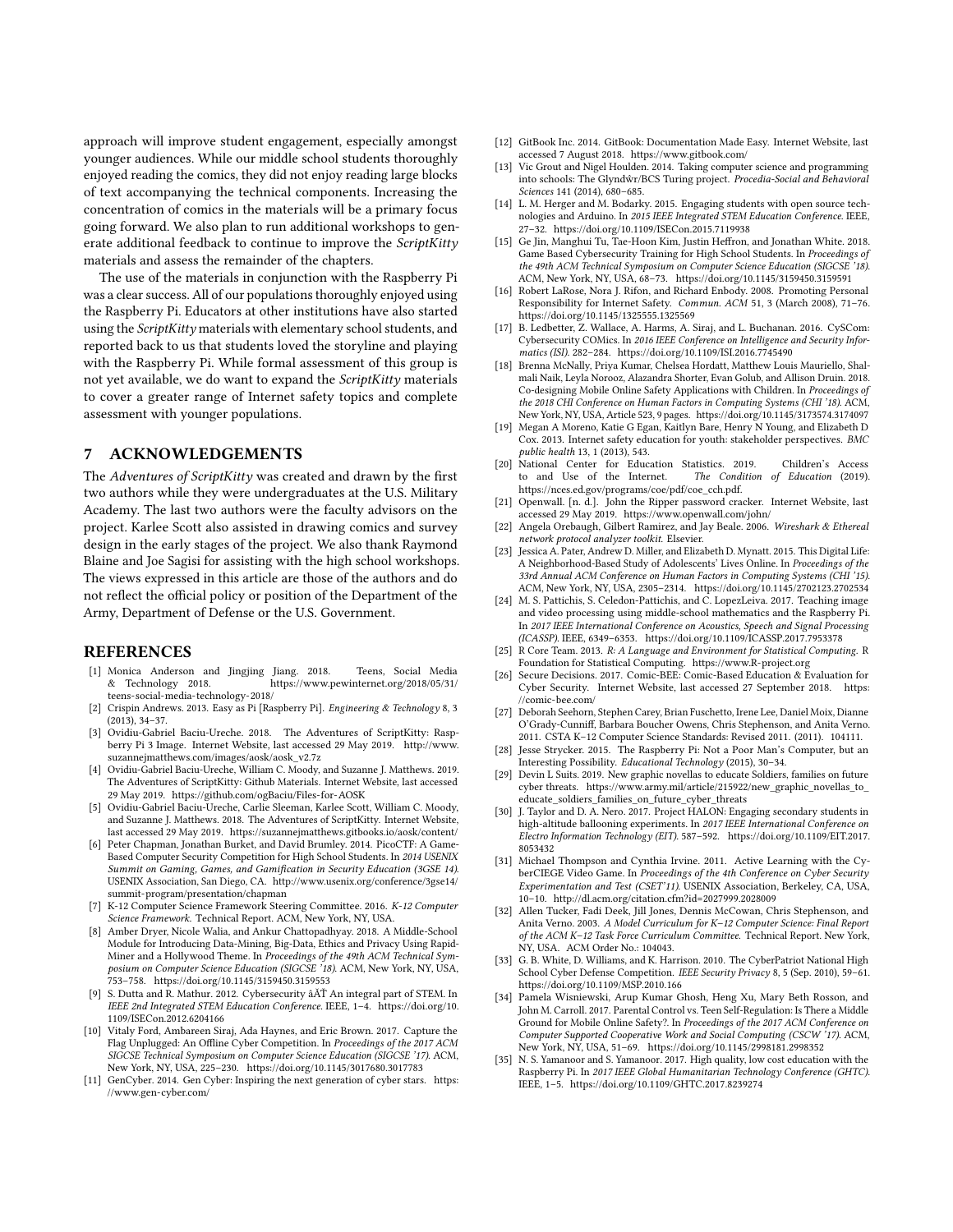approach will improve student engagement, especially amongst younger audiences. While our middle school students thoroughly enjoyed reading the comics, they did not enjoy reading large blocks of text accompanying the technical components. Increasing the concentration of comics in the materials will be a primary focus going forward. We also plan to run additional workshops to generate additional feedback to continue to improve the *ScriptKitty* materials and assess the remainder of the chapters.

The use of the materials in conjunction with the Raspberry Pi was a clear success. All of our populations thoroughly enjoyed using the Raspberry Pi. Educators at other institutions have also started using the *ScriptKitty* materials with elementary school students, and reported back to us that students loved the storyline and playing with the Raspberry Pi. While formal assessment of this group is not yet available, we do want to expand the *ScriptKitty* materials to cover a greater range of Internet safety topics and complete assessment with younger populations.

## 7 ACKNOWLEDGEMENTS

The *Adventures of ScriptKitty* was created and drawn by the first two authors while they were undergraduates at the U.S. Military Academy. The last two authors were the faculty advisors on the project. Karlee Scott also assisted in drawing comics and survey design in the early stages of the project. We also thank Raymond Blaine and Joe Sagisi for assisting with the high school workshops. The views expressed in this article are those of the authors and do not reflect the official policy or position of the Department of the Army, Department of Defense or the U.S. Government.

## REFERENCES

[1] Monica Anderson and Jingjing Jiang. 2018. Teens, Social Media & Technology 2018. https://www.pewinternet.org/2018/05/31/teens-social-media-technology-2018/

[2] Crispin Andrews. 2013. Easy as Pi [Raspberry Pi]. *Engineering & Technology* 8, 3 (2013), 34–37.

[3] Ovidiu-Gabriel Baciu-Ureche. 2018. The Adventures of ScriptKitty: Raspberry Pi 3 Image. Internet Website, last accessed 29 May 2019. http://www.suzannejmatthews.com/images/aosk/aosk_v2.7z

[4] Ovidiu-Gabriel Baciu-Ureche, William C. Moody, and Suzanne J. Matthews. 2019. The Adventures of ScriptKitty: Github Materials. Internet Website, last accessed 29 May 2019. https://github.com/ogBaciu/Files-for-AOSK

[5] Ovidiu-Gabriel Baciu-Ureche, Carlie Sleeman, Karlee Scott, William C. Moody, and Suzanne J. Matthews. 2018. The Adventures of ScriptKitty. Internet Website, last accessed 29 May 2019. https://suzannejmatthews.gitbooks.io/aosk/content/

[6] Peter Chapman, Jonathan Burket, and David Brumley. 2014. PicoCTF: A Game-Based Computer Security Competition for High School Students. In *2014 USENIX Summit on Gaming, Games, and Gamification in Security Education (3GSE 14)*. USENIX Association, San Diego, CA. http://www.usenix.org/conference/3gse14/summit-program/presentation/chapman

[7] K-12 Computer Science Framework Steering Committee. 2016. *K-12 Computer Science Framework*. Technical Report. ACM, New York, NY, USA.

[8] Amber Dryer, Nicole Walia, and Ankur Chattopadhyay. 2018. A Middle-School Module for Introducing Data-Mining, Big-Data, Ethics and Privacy Using RapidMiner and a Hollywood Theme. In *Proceedings of the 49th ACM Technical Symposium on Computer Science Education (SIGCSE '18)*. ACM, New York, NY, USA, 753–758. https://doi.org/10.1145/3159450.3159553

[9] S. Dutta and R. Mathur. 2012. Cybersecurity âĂŤ An integral part of STEM. In *IEEE 2nd Integrated STEM Education Conference*. IEEE, 1–4. https://doi.org/10.1109/ISECon.2012.6204166

[10] Vitaly Ford, Ambareen Siraj, Ada Haynes, and Eric Brown. 2017. Capture the Flag Unplugged: An Offline Cyber Competition. In *Proceedings of the 2017 ACM SIGCSE Technical Symposium on Computer Science Education (SIGCSE '17)*. ACM, New York, NY, USA, 225–230. https://doi.org/10.1145/3017680.3017783

[11] GenCyber. 2014. Gen Cyber: Inspiring the next generation of cyber stars. https://www.gen-cyber.com/

[12] GitBook Inc. 2014. GitBook: Documentation Made Easy. Internet Website, last accessed 7 August 2018. https://www.gitbook.com/

[13] Vic Grout and Nigel Houlden. 2014. Taking computer science and programming into schools: The Glyndŵr/BCS Turing project. *Procedia-Social and Behavioral Sciences* 141 (2014), 680–685.

[14] L. M. Herger and M. Bodarky. 2015. Engaging students with open source technologies and Arduino. In *2015 IEEE Integrated STEM Education Conference*. IEEE, 27–32. https://doi.org/10.1109/ISECon.2015.7119938

[15] Ge Jin, Manghui Tu, Tae-Hoon Kim, Justin Heffron, and Jonathan White. 2018. Game Based Cybersecurity Training for High School Students. In *Proceedings of the 49th ACM Technical Symposium on Computer Science Education (SIGCSE '18)*. ACM, New York, NY, USA, 68–73. https://doi.org/10.1145/3159450.3159591

[16] Robert LaRose, Nora J. Rifon, and Richard Enbody. 2008. Promoting Personal Responsibility for Internet Safety. *Commun. ACM* 51, 3 (March 2008), 71–76. https://doi.org/10.1145/1325555.1325569

[17] B. Ledbetter, Z. Wallace, A. Harms, A. Siraj, and L. Buchanan. 2016. CySCom: Cybersecurity COMics. In *2016 IEEE Conference on Intelligence and Security Informatics (ISI)*. 282–284. https://doi.org/10.1109/ISI.2016.7745490

[18] Brenna McNally, Priya Kumar, Chelsea Hordatt, Matthew Louis Mauriello, Shalmali Naik, Leyla Norooz, Alazandra Shorter, Evan Golub, and Allison Druin. 2018. Co-designing Mobile Online Safety Applications with Children. In *Proceedings of the 2018 CHI Conference on Human Factors in Computing Systems (CHI '18)*. ACM, New York, NY, USA, Article 523, 9 pages. https://doi.org/10.1145/3173574.3174097

[19] Megan A Moreno, Katie G Egan, Kaitlyn Bare, Henry N Young, and Elizabeth D Cox. 2013. Internet safety education for youth: stakeholder perspectives. *BMC public health* 13, 1 (2013), 543.

[20] National Center for Education Statistics. 2019. Children's Access to and Use of the Internet. *The Condition of Education* (2019). https://nces.ed.gov/programs/coe/pdf/coe_cch.pdf.

[21] Openwall. [n. d.]. John the Ripper password cracker. Internet Website, last accessed 29 May 2019. https://www.openwall.com/john/

[22] Angela Orebaugh, Gilbert Ramirez, and Jay Beale. 2006. *Wireshark & Ethereal network protocol analyzer toolkit*. Elsevier.

[23] Jessica A. Pater, Andrew D. Miller, and Elizabeth D. Mynatt. 2015. This Digital Life: A Neighborhood-Based Study of Adolescents' Lives Online. In *Proceedings of the 33rd Annual ACM Conference on Human Factors in Computing Systems (CHI '15)*. ACM, New York, NY, USA, 2305–2314. https://doi.org/10.1145/2702123.2702534

[24] M. S. Pattichis, S. Celedon-Pattichis, and C. LopezLeiva. 2017. Teaching image and video processing using middle-school mathematics and the Raspberry Pi. In *2017 IEEE International Conference on Acoustics, Speech and Signal Processing (ICASSP)*. IEEE, 6349–6353. https://doi.org/10.1109/ICASSP.2017.7953378

[25] R Core Team. 2013. *R: A Language and Environment for Statistical Computing*. R Foundation for Statistical Computing. https://www.R-project.org

[26] Secure Decisions. 2017. Comic-BEE: Comic-Based Education & Evaluation for Cyber Security. Internet Website, last accessed 27 September 2018. https://comic-bee.com/

[27] Deborah Seehorn, Stephen Carey, Brian Fuschetto, Irene Lee, Daniel Moix, Dianne O'Grady-Cunniff, Barbara Boucher Owens, Chris Stephenson, and Anita Verno. 2011. CSTA K–12 Computer Science Standards: Revised 2011. (2011). 104111.

[28] Jesse Strycker. 2015. The Raspberry Pi: Not a Poor Man's Computer, but an Interesting Possibility. *Educational Technology* (2015), 30–34.

[29] Devin L Suits. 2019. New graphic novellas to educate Soldiers, families on future cyber threats. https://www.army.mil/article/215922/new_graphic_novellas_to_educate_soldiers_families_on_future_cyber_threats

[30] J. Taylor and D. A. Nero. 2017. Project HALON: Engaging secondary students in high-altitude ballooning experiments. In *2017 IEEE International Conference on Electro Information Technology (EIT)*. 587–592. https://doi.org/10.1109/EIT.2017.8053432

[31] Michael Thompson and Cynthia Irvine. 2011. Active Learning with the CyberCIEGE Video Game. In *Proceedings of the 4th Conference on Cyber Security Experimentation and Test (CSET'11)*. USENIX Association, Berkeley, CA, USA, 10–10. http://dl.acm.org/citation.cfm?id=2027999.2028009

[32] Allen Tucker, Fadi Deek, Jill Jones, Dennis McCowan, Chris Stephenson, and Anita Verno. 2003. *A Model Curriculum for K–12 Computer Science: Final Report of the ACM K–12 Task Force Curriculum Committee*. Technical Report. New York, NY, USA. ACM Order No.: 104043.

[33] G. B. White, D. Williams, and K. Harrison. 2010. The CyberPatriot National High School Cyber Defense Competition. *IEEE Security Privacy* 8, 5 (Sep. 2010), 59–61. https://doi.org/10.1109/MSP.2010.166

[34] Pamela Wisniewski, Arup Kumar Ghosh, Heng Xu, Mary Beth Rosson, and John M. Carroll. 2017. Parental Control vs. Teen Self-Regulation: Is There a Middle Ground for Mobile Online Safety?. In *Proceedings of the 2017 ACM Conference on Computer Supported Cooperative Work and Social Computing (CSCW '17)*. ACM, New York, NY, USA, 51–69. https://doi.org/10.1145/2998181.2998352

[35] N. S. Yamanoor and S. Yamanoor. 2017. High quality, low cost education with the Raspberry Pi. In *2017 IEEE Global Humanitarian Technology Conference (GHTC)*. IEEE, 1–5. https://doi.org/10.1109/GHTC.2017.8239274